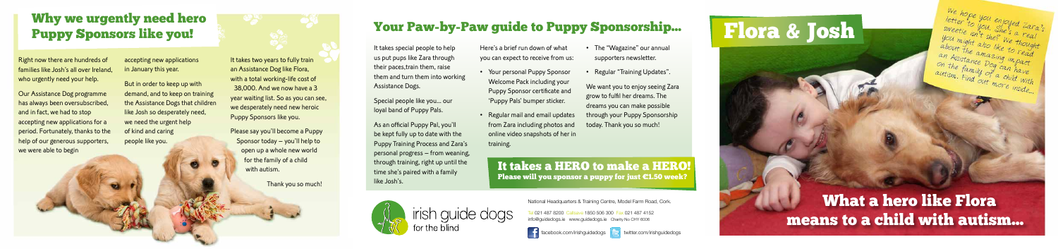# Why we urgently need hero Puppy Sponsors like you!

Right now there are hundreds of families like Josh's all over Ireland, who urgently need your help.

Our Assistance Dog programme has always been oversubscribed, and in fact, we had to stop accepting new applications for a period. Fortunately, thanks to the help of our generous supporters, we were able to begin accepting new applications in January this year.

But in order to keep up with demand, and to keep on training the Assistance Dogs that children like Josh so desperately need, we need the urgent help of kind and caring people like you.

It takes two years to fully train an Assistance Dog like Flora, with a total working-life cost of 38,000. And we now have a 3 year waiting list. So as you can see, we desperately need new heroic Puppy Sponsors like you.

Please say you'll become a Puppy Sponsor today – you'll help to open up a whole new world for the family of a child with autism.

Thank you so much!

# Your Paw-by-Paw guide to Puppy Sponsorship...

It takes special people to help us put pups like Zara through their paces,train them, raise them and turn them into working Assistance Dogs.

Special people like you... our loyal band of Puppy Pals.

As an official Puppy Pal, you'll be kept fully up to date with the Puppy Training Process and Zara's personal progress – from weaning, through training, right up until the time she's paired with a family like Josh's.

Here's a brief run down of what you can expect to receive from us:

- Your personal Puppy Sponsor Welcome Pack including your Puppy Sponsor certificate and 'Puppy Pals' bumper sticker.
- Regular mail and email updates from Zara including photos and online video snapshots of her in training.
- The "Wagazine" our annual supporters newsletter.
- Regular "Training Updates".

We want you to enjoy seeing Zara grow to fulfil her dreams. The dreams you can make possible through your Puppy Sponsorship today. Thank you so much!

**It takes a HERO to make a HERO!**
**Please will you sponsor a puppy for just €1.50 week?**

irish guide dogs for the blind

National Headquarters & Training Centre, Model Farm Road, Cork.

Tel 021 487 8200 Callsave 1850 506 300 Fax 021 487 4152
info@guidedogs.ie www.guidedogs.ie Charity No CHY 6006

facebook.com/irishguidedogs twitter.com/irishguidedogs

# Flora & Josh

We hope you enjoyed Zara's letter to you. She's a real sweetie isn't she? We thought you might also like to read about the amazing impact an Assistance Dog can have on the family of a child with autism. Find out more inside...

## What a hero like Flora means to a child with autism...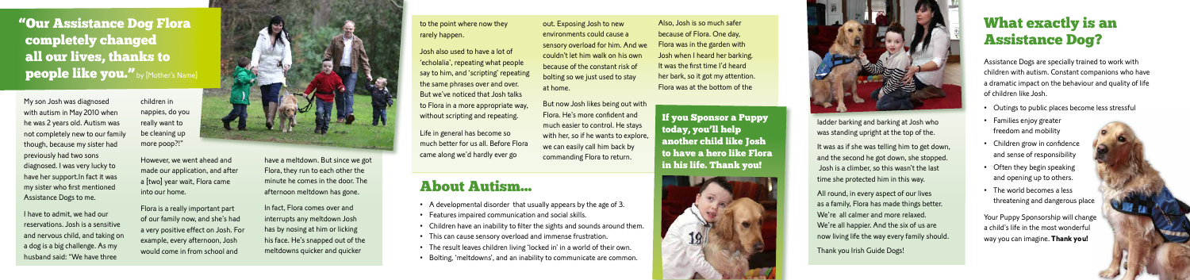# "Our Assistance Dog Flora completely changed all our lives, thanks to people like you." by [Mother's Name]

My son Josh was diagnosed with autism in May 2010 when he was 2 years old. Autism was not completely new to our family though, because my sister had previously had two sons diagnosed. I was very lucky to have her support.In fact it was my sister who first mentioned Assistance Dogs to me.

I have to admit, we had our reservations. Josh is a sensitive and nervous child, and taking on a dog is a big challenge. As my husband said: "We have three children in nappies, do you really want to be cleaning up more poop?!"

However, we went ahead and made our application, and after a [two] year wait, Flora came into our home.

Flora is a really important part of our family now, and she's had a very positive effect on Josh. For example, every afternoon, Josh would come in from school and have a meltdown. But since we got Flora, they run to each other the minute he comes in the door. The afternoon meltdown has gone.

In fact, Flora comes over and interrupts any meltdown Josh has by nosing at him or licking his face. He's snapped out of the meltdowns quicker and quicker to the point where now they rarely happen.

Josh also used to have a lot of 'echolalia', repeating what people say to him, and 'scripting' repeating the same phrases over and over. But we've noticed that Josh talks to Flora in a more appropriate way, without scripting and repeating.

Life in general has become so much better for us all. Before Flora came along we'd hardly ever go out. Exposing Josh to new environments could cause a sensory overload for him. And we couldn't let him walk on his own because of the constant risk of bolting so we just used to stay at home.

But now Josh likes being out with Flora. He's more confident and much easier to control. He stays with her, so if he wants to explore, we can easily call him back by commanding Flora to return.

Also, Josh is so much safer because of Flora. One day, Flora was in the garden with Josh when I heard her barking. It was the first time I'd heard her bark, so it got my attention. Flora was at the bottom of the ladder barking and barking at Josh who was standing upright at the top of the.

It was as if she was telling him to get down, and the second he got down, she stopped. Josh is a climber, so this wasn't the last time she protected him in this way.

All round, in every aspect of our lives as a family, Flora has made things better. We're all calmer and more relaxed. We're all happier. And the six of us are now living life the way every family should.

Thank you Irish Guide Dogs!

## About Autism...

- A developmental disorder that usually appears by the age of 3.
- Features impaired communication and social skills.
- Children have an inability to filter the sights and sounds around them.
- This can cause sensory overload and immense frustration.
- The result leaves children living 'locked in' in a world of their own.
- Bolting, 'meltdowns', and an inability to communicate are common.

**If you Sponsor a Puppy today, you'll help another child like Josh to have a hero like Flora in his life. Thank you!**

## What exactly is an Assistance Dog?

Assistance Dogs are specially trained to work with children with autism. Constant companions who have a dramatic impact on the behaviour and quality of life of children like Josh.

- Outings to public places become less stressful
- Families enjoy greater freedom and mobility
- Children grow in confidence and sense of responsibility
- Often they begin speaking and opening up to others.
- The world becomes a less threatening and dangerous place

Your Puppy Sponsorship will change a child's life in the most wonderful way you can imagine. **Thank you!**